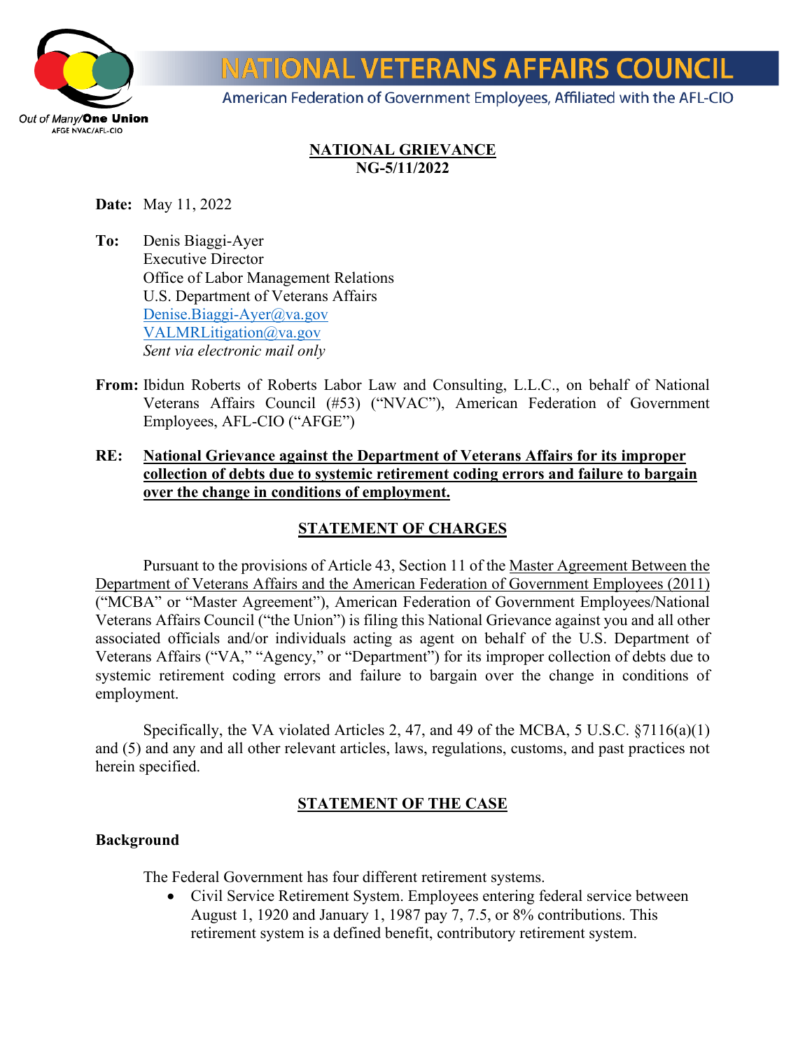# NATIONAL VETERANS AFFAIRS COUNCIL

American Federation of Government Employees, Affiliated with the AFL-CIO

Out of Many/**One Union**
AFGE NVAC/AFL-CIO

## NATIONAL GRIEVANCE
## NG-5/11/2022

**Date:** May 11, 2022

**To:** Denis Biaggi-Ayer
Executive Director
Office of Labor Management Relations
U.S. Department of Veterans Affairs
Denise.Biaggi-Ayer@va.gov
VALMRLitigation@va.gov
*Sent via electronic mail only*

**From:** Ibidun Roberts of Roberts Labor Law and Consulting, L.L.C., on behalf of National Veterans Affairs Council (#53) ("NVAC"), American Federation of Government Employees, AFL-CIO ("AFGE")

**RE: National Grievance against the Department of Veterans Affairs for its improper collection of debts due to systemic retirement coding errors and failure to bargain over the change in conditions of employment.**

## STATEMENT OF CHARGES

Pursuant to the provisions of Article 43, Section 11 of the Master Agreement Between the Department of Veterans Affairs and the American Federation of Government Employees (2011) ("MCBA" or "Master Agreement"), American Federation of Government Employees/National Veterans Affairs Council ("the Union") is filing this National Grievance against you and all other associated officials and/or individuals acting as agent on behalf of the U.S. Department of Veterans Affairs ("VA," "Agency," or "Department") for its improper collection of debts due to systemic retirement coding errors and failure to bargain over the change in conditions of employment.

Specifically, the VA violated Articles 2, 47, and 49 of the MCBA, 5 U.S.C. §7116(a)(1) and (5) and any and all other relevant articles, laws, regulations, customs, and past practices not herein specified.

## STATEMENT OF THE CASE

### Background

The Federal Government has four different retirement systems.

- Civil Service Retirement System. Employees entering federal service between August 1, 1920 and January 1, 1987 pay 7, 7.5, or 8% contributions. This retirement system is a defined benefit, contributory retirement system.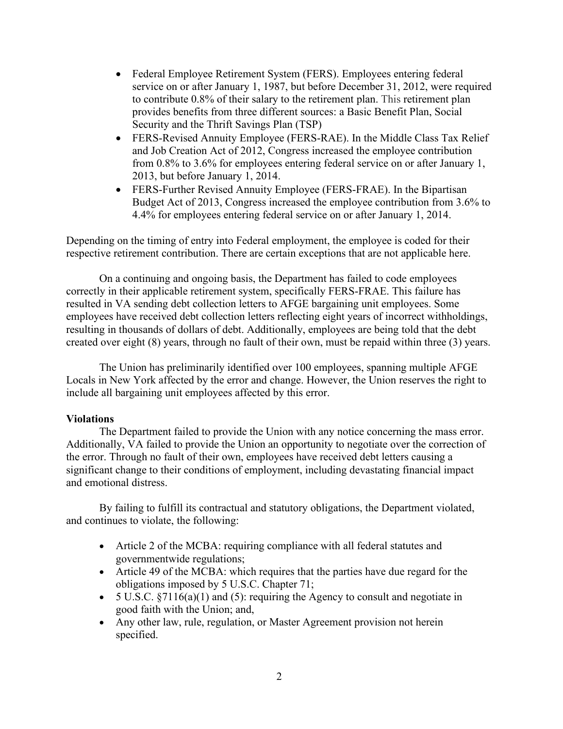- Federal Employee Retirement System (FERS). Employees entering federal service on or after January 1, 1987, but before December 31, 2012, were required to contribute 0.8% of their salary to the retirement plan. This retirement plan provides benefits from three different sources: a Basic Benefit Plan, Social Security and the Thrift Savings Plan (TSP)
- FERS-Revised Annuity Employee (FERS-RAE). In the Middle Class Tax Relief and Job Creation Act of 2012, Congress increased the employee contribution from 0.8% to 3.6% for employees entering federal service on or after January 1, 2013, but before January 1, 2014.
- FERS-Further Revised Annuity Employee (FERS-FRAE). In the Bipartisan Budget Act of 2013, Congress increased the employee contribution from 3.6% to 4.4% for employees entering federal service on or after January 1, 2014.

Depending on the timing of entry into Federal employment, the employee is coded for their respective retirement contribution. There are certain exceptions that are not applicable here.

On a continuing and ongoing basis, the Department has failed to code employees correctly in their applicable retirement system, specifically FERS-FRAE. This failure has resulted in VA sending debt collection letters to AFGE bargaining unit employees. Some employees have received debt collection letters reflecting eight years of incorrect withholdings, resulting in thousands of dollars of debt. Additionally, employees are being told that the debt created over eight (8) years, through no fault of their own, must be repaid within three (3) years.

The Union has preliminarily identified over 100 employees, spanning multiple AFGE Locals in New York affected by the error and change. However, the Union reserves the right to include all bargaining unit employees affected by this error.

**Violations**

The Department failed to provide the Union with any notice concerning the mass error. Additionally, VA failed to provide the Union an opportunity to negotiate over the correction of the error. Through no fault of their own, employees have received debt letters causing a significant change to their conditions of employment, including devastating financial impact and emotional distress.

By failing to fulfill its contractual and statutory obligations, the Department violated, and continues to violate, the following:

- Article 2 of the MCBA: requiring compliance with all federal statutes and governmentwide regulations;
- Article 49 of the MCBA: which requires that the parties have due regard for the obligations imposed by 5 U.S.C. Chapter 71;
- 5 U.S.C. §7116(a)(1) and (5): requiring the Agency to consult and negotiate in good faith with the Union; and,
- Any other law, rule, regulation, or Master Agreement provision not herein specified.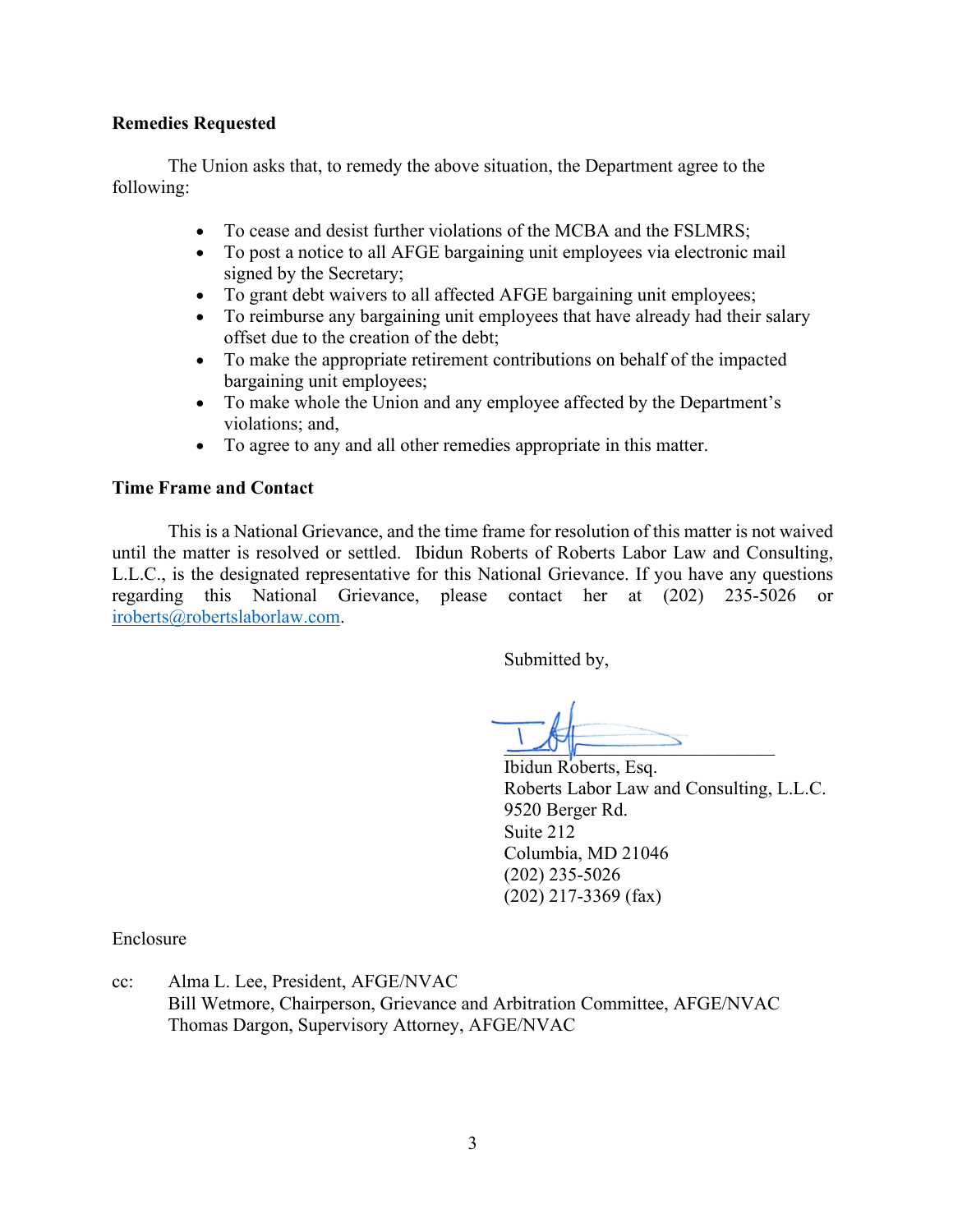**Remedies Requested**

The Union asks that, to remedy the above situation, the Department agree to the following:

- To cease and desist further violations of the MCBA and the FSLMRS;
- To post a notice to all AFGE bargaining unit employees via electronic mail signed by the Secretary;
- To grant debt waivers to all affected AFGE bargaining unit employees;
- To reimburse any bargaining unit employees that have already had their salary offset due to the creation of the debt;
- To make the appropriate retirement contributions on behalf of the impacted bargaining unit employees;
- To make whole the Union and any employee affected by the Department's violations; and,
- To agree to any and all other remedies appropriate in this matter.

**Time Frame and Contact**

This is a National Grievance, and the time frame for resolution of this matter is not waived until the matter is resolved or settled. Ibidun Roberts of Roberts Labor Law and Consulting, L.L.C., is the designated representative for this National Grievance. If you have any questions regarding this National Grievance, please contact her at (202) 235-5026 or iroberts@robertslaborlaw.com.

Submitted by,

Ibidun Roberts, Esq.
Roberts Labor Law and Consulting, L.L.C.
9520 Berger Rd.
Suite 212
Columbia, MD 21046
(202) 235-5026
(202) 217-3369 (fax)

Enclosure

cc: Alma L. Lee, President, AFGE/NVAC
Bill Wetmore, Chairperson, Grievance and Arbitration Committee, AFGE/NVAC
Thomas Dargon, Supervisory Attorney, AFGE/NVAC